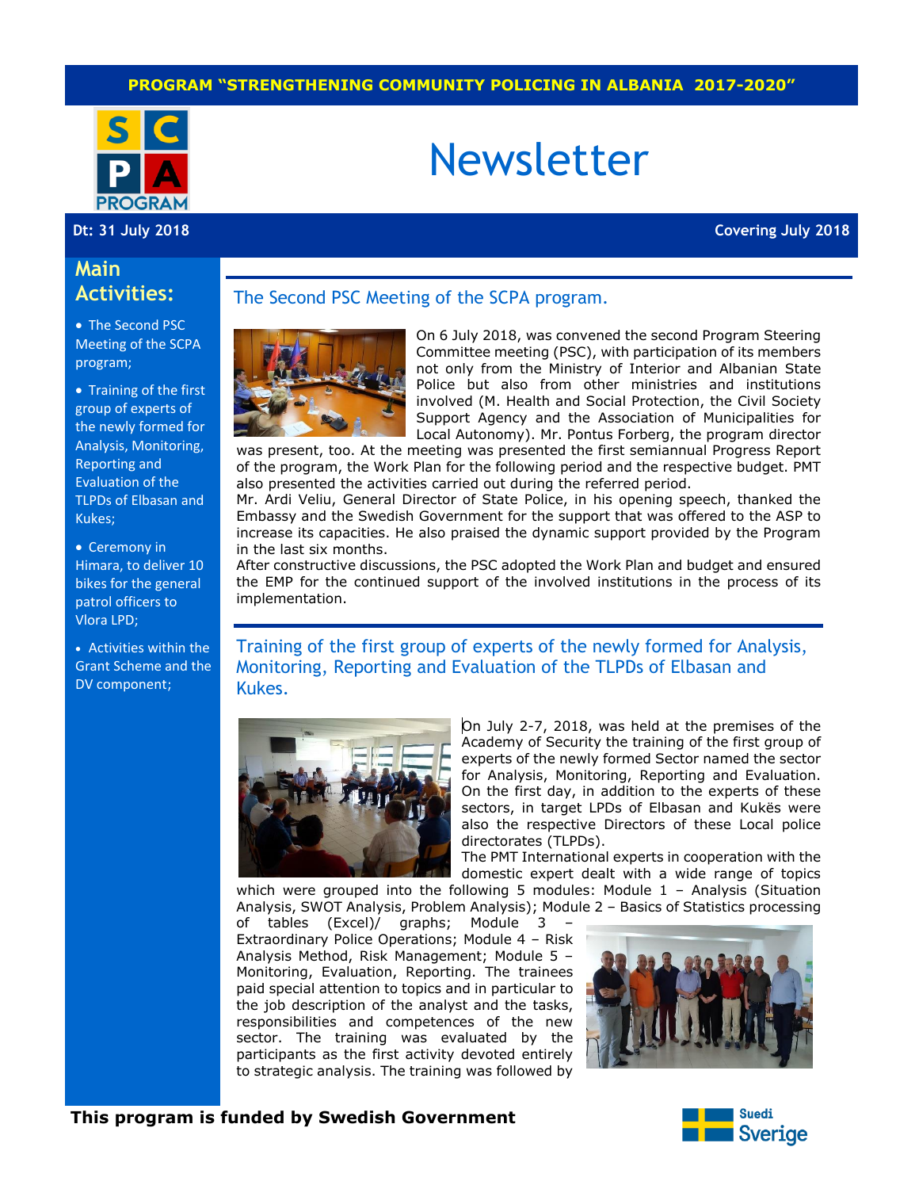**PROGRAM "STRENGTHENING COMMUNITY POLICING IN ALBANIA 2017-2020"**

# Newsletter

**Dt: 31 July 2018** **Covering July 2018**

## Main Activities:

- The Second PSC Meeting of the SCPA program;
- Training of the first group of experts of the newly formed for Analysis, Monitoring, Reporting and Evaluation of the TLPDs of Elbasan and Kukes;
- Ceremony in Himara, to deliver 10 bikes for the general patrol officers to Vlora LPD;
- Activities within the Grant Scheme and the DV component;

## The Second PSC Meeting of the SCPA program.

On 6 July 2018, was convened the second Program Steering Committee meeting (PSC), with participation of its members not only from the Ministry of Interior and Albanian State Police but also from other ministries and institutions involved (M. Health and Social Protection, the Civil Society Support Agency and the Association of Municipalities for Local Autonomy). Mr. Pontus Forberg, the program director was present, too. At the meeting was presented the first semiannual Progress Report of the program, the Work Plan for the following period and the respective budget. PMT also presented the activities carried out during the referred period.

Mr. Ardi Veliu, General Director of State Police, in his opening speech, thanked the Embassy and the Swedish Government for the support that was offered to the ASP to increase its capacities. He also praised the dynamic support provided by the Program in the last six months.

After constructive discussions, the PSC adopted the Work Plan and budget and ensured the EMP for the continued support of the involved institutions in the process of its implementation.

## Training of the first group of experts of the newly formed for Analysis, Monitoring, Reporting and Evaluation of the TLPDs of Elbasan and Kukes.

On July 2-7, 2018, was held at the premises of the Academy of Security the training of the first group of experts of the newly formed Sector named the sector for Analysis, Monitoring, Reporting and Evaluation. On the first day, in addition to the experts of these sectors, in target LPDs of Elbasan and Kukës were also the respective Directors of these Local police directorates (TLPDs).

The PMT International experts in cooperation with the domestic expert dealt with a wide range of topics which were grouped into the following 5 modules: Module 1 – Analysis (Situation Analysis, SWOT Analysis, Problem Analysis); Module 2 – Basics of Statistics processing of tables (Excel)/ graphs; Module 3 – Extraordinary Police Operations; Module 4 – Risk Analysis Method, Risk Management; Module 5 – Monitoring, Evaluation, Reporting. The trainees paid special attention to topics and in particular to the job description of the analyst and the tasks, responsibilities and competences of the new sector. The training was evaluated by the participants as the first activity devoted entirely to strategic analysis. The training was followed by

**This program is funded by Swedish Government**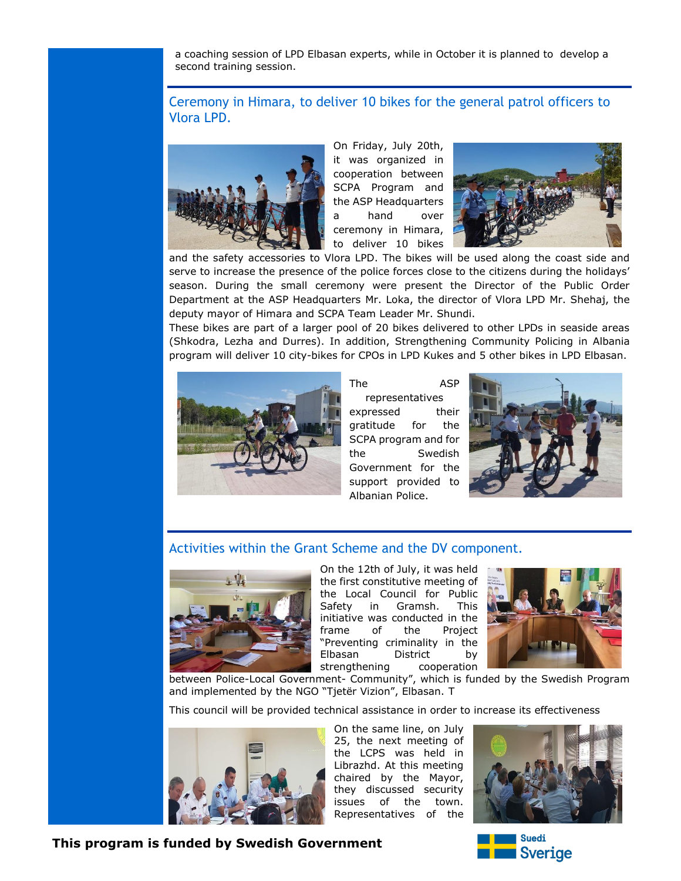a coaching session of LPD Elbasan experts, while in October it is planned to develop a second training session.

## Ceremony in Himara, to deliver 10 bikes for the general patrol officers to Vlora LPD.

On Friday, July 20th, it was organized in cooperation between SCPA Program and the ASP Headquarters a hand over ceremony in Himara, to deliver 10 bikes and the safety accessories to Vlora LPD. The bikes will be used along the coast side and serve to increase the presence of the police forces close to the citizens during the holidays' season. During the small ceremony were present the Director of the Public Order Department at the ASP Headquarters Mr. Loka, the director of Vlora LPD Mr. Shehaj, the deputy mayor of Himara and SCPA Team Leader Mr. Shundi.

These bikes are part of a larger pool of 20 bikes delivered to other LPDs in seaside areas (Shkodra, Lezha and Durres). In addition, Strengthening Community Policing in Albania program will deliver 10 city-bikes for CPOs in LPD Kukes and 5 other bikes in LPD Elbasan.

The ASP representatives expressed their gratitude for the SCPA program and for the Swedish Government for the support provided to Albanian Police.

## Activities within the Grant Scheme and the DV component.

On the 12th of July, it was held the first constitutive meeting of the Local Council for Public Safety in Gramsh. This initiative was conducted in the frame of the Project "Preventing criminality in the Elbasan District by strengthening cooperation between Police-Local Government- Community", which is funded by the Swedish Program and implemented by the NGO "Tjetër Vizion", Elbasan. T

This council will be provided technical assistance in order to increase its effectiveness

On the same line, on July 25, the next meeting of the LCPS was held in Librazhd. At this meeting chaired by the Mayor, they discussed security issues of the town. Representatives of the

**This program is funded by Swedish Government**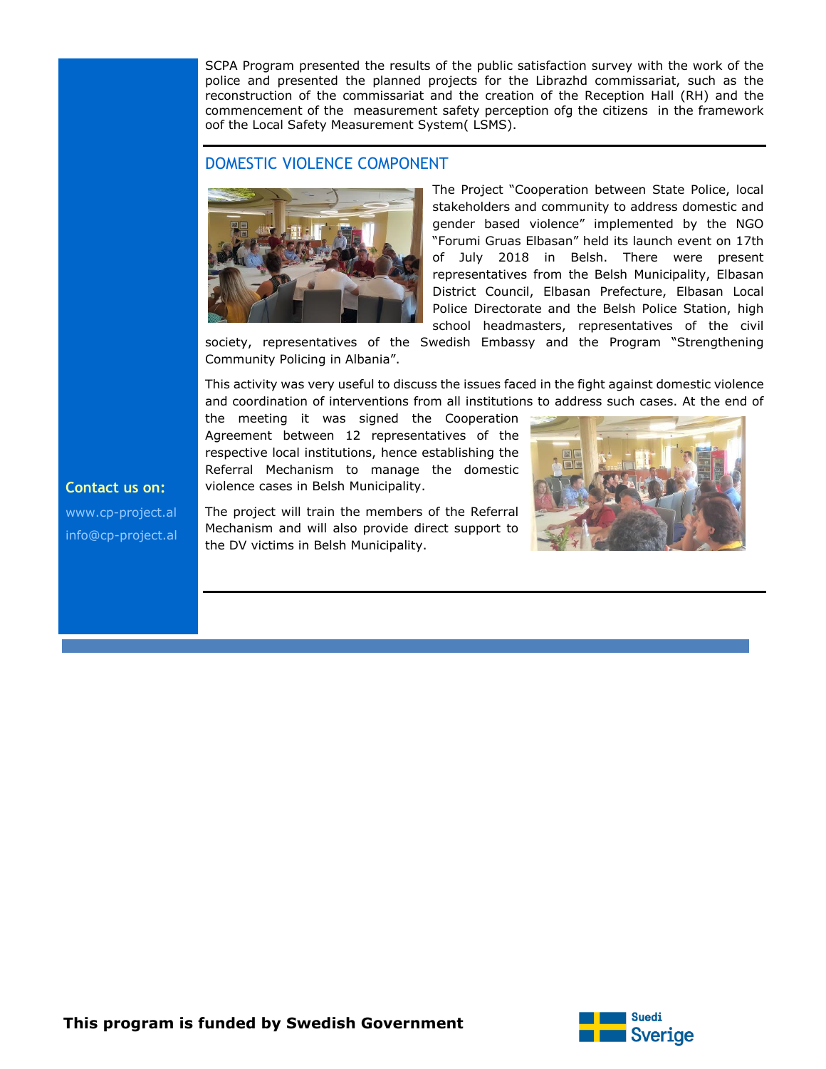SCPA Program presented the results of the public satisfaction survey with the work of the police and presented the planned projects for the Librazhd commissariat, such as the reconstruction of the commissariat and the creation of the Reception Hall (RH) and the commencement of the measurement safety perception ofg the citizens in the framework oof the Local Safety Measurement System( LSMS).

## DOMESTIC VIOLENCE COMPONENT

The Project "Cooperation between State Police, local stakeholders and community to address domestic and gender based violence" implemented by the NGO "Forumi Gruas Elbasan" held its launch event on 17th of July 2018 in Belsh. There were present representatives from the Belsh Municipality, Elbasan District Council, Elbasan Prefecture, Elbasan Local Police Directorate and the Belsh Police Station, high school headmasters, representatives of the civil society, representatives of the Swedish Embassy and the Program "Strengthening Community Policing in Albania".

This activity was very useful to discuss the issues faced in the fight against domestic violence and coordination of interventions from all institutions to address such cases. At the end of the meeting it was signed the Cooperation Agreement between 12 representatives of the respective local institutions, hence establishing the Referral Mechanism to manage the domestic violence cases in Belsh Municipality.

The project will train the members of the Referral Mechanism and will also provide direct support to the DV victims in Belsh Municipality.

**Contact us on:**

www.cp-project.al

info@cp-project.al

**This program is funded by Swedish Government**

Suedi Sverige